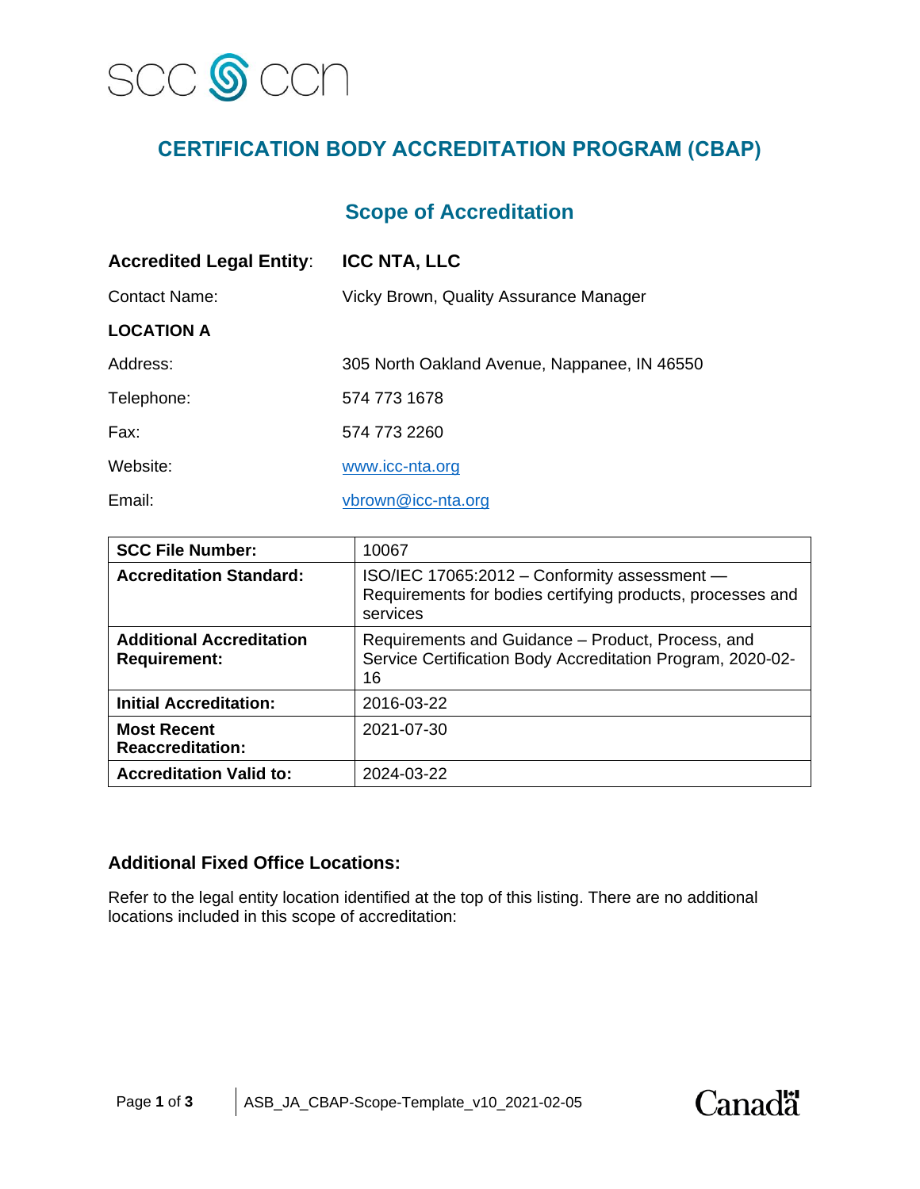SCC CCN

# CERTIFICATION BODY ACCREDITATION PROGRAM (CBAP)

## Scope of Accreditation

**Accredited Legal Entity**: **ICC NTA, LLC**

Contact Name: Vicky Brown, Quality Assurance Manager

**LOCATION A**

Address: 305 North Oakland Avenue, Nappanee, IN 46550

Telephone: 574 773 1678

Fax: 574 773 2260

Website: www.icc-nta.org

Email: vbrown@icc-nta.org

| | |
|---|---|
| **SCC File Number:** | 10067 |
| **Accreditation Standard:** | ISO/IEC 17065:2012 – Conformity assessment — Requirements for bodies certifying products, processes and services |
| **Additional Accreditation Requirement:** | Requirements and Guidance – Product, Process, and Service Certification Body Accreditation Program, 2020-02-16 |
| **Initial Accreditation:** | 2016-03-22 |
| **Most Recent Reaccreditation:** | 2021-07-30 |
| **Accreditation Valid to:** | 2024-03-22 |

### Additional Fixed Office Locations:

Refer to the legal entity location identified at the top of this listing. There are no additional locations included in this scope of accreditation: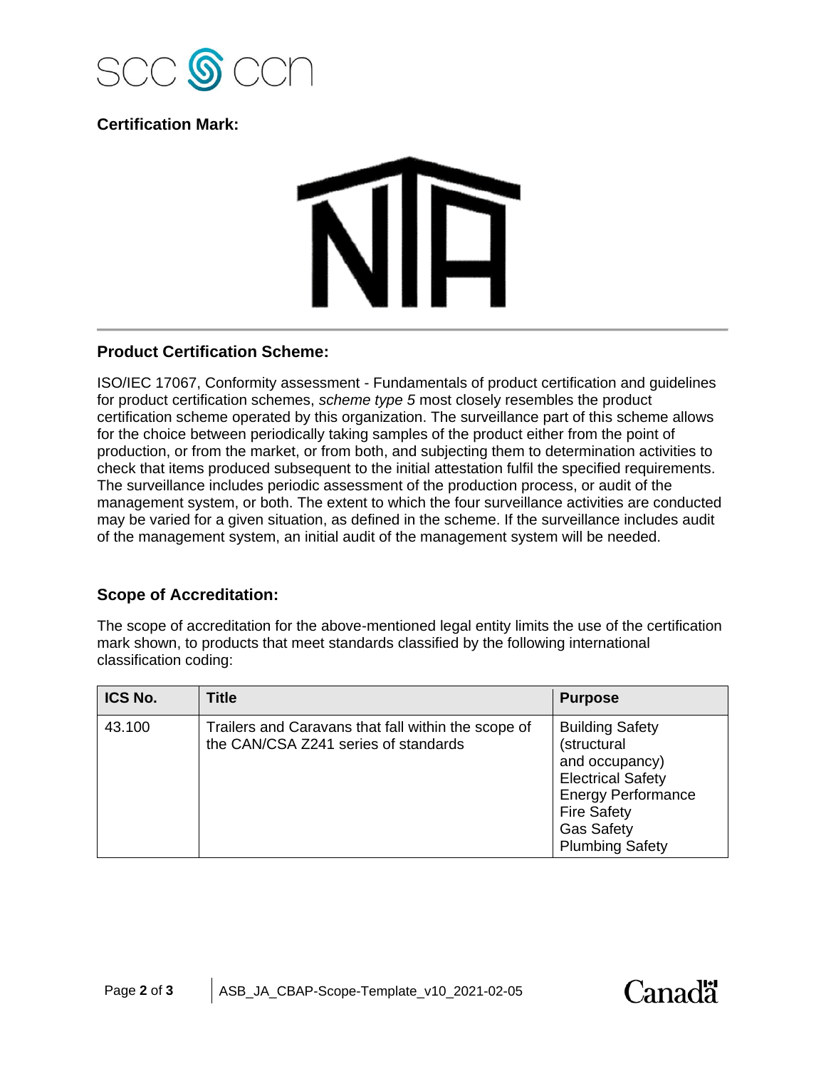**Certification Mark:**

---

## Product Certification Scheme:

ISO/IEC 17067, Conformity assessment - Fundamentals of product certification and guidelines for product certification schemes, *scheme type 5* most closely resembles the product certification scheme operated by this organization. The surveillance part of this scheme allows for the choice between periodically taking samples of the product either from the point of production, or from the market, or from both, and subjecting them to determination activities to check that items produced subsequent to the initial attestation fulfil the specified requirements. The surveillance includes periodic assessment of the production process, or audit of the management system, or both. The extent to which the four surveillance activities are conducted may be varied for a given situation, as defined in the scheme. If the surveillance includes audit of the management system, an initial audit of the management system will be needed.

## Scope of Accreditation:

The scope of accreditation for the above-mentioned legal entity limits the use of the certification mark shown, to products that meet standards classified by the following international classification coding:

| ICS No. | Title | Purpose |
|---|---|---|
| 43.100 | Trailers and Caravans that fall within the scope of the CAN/CSA Z241 series of standards | Building Safety (structural and occupancy)<br>Electrical Safety<br>Energy Performance<br>Fire Safety<br>Gas Safety<br>Plumbing Safety |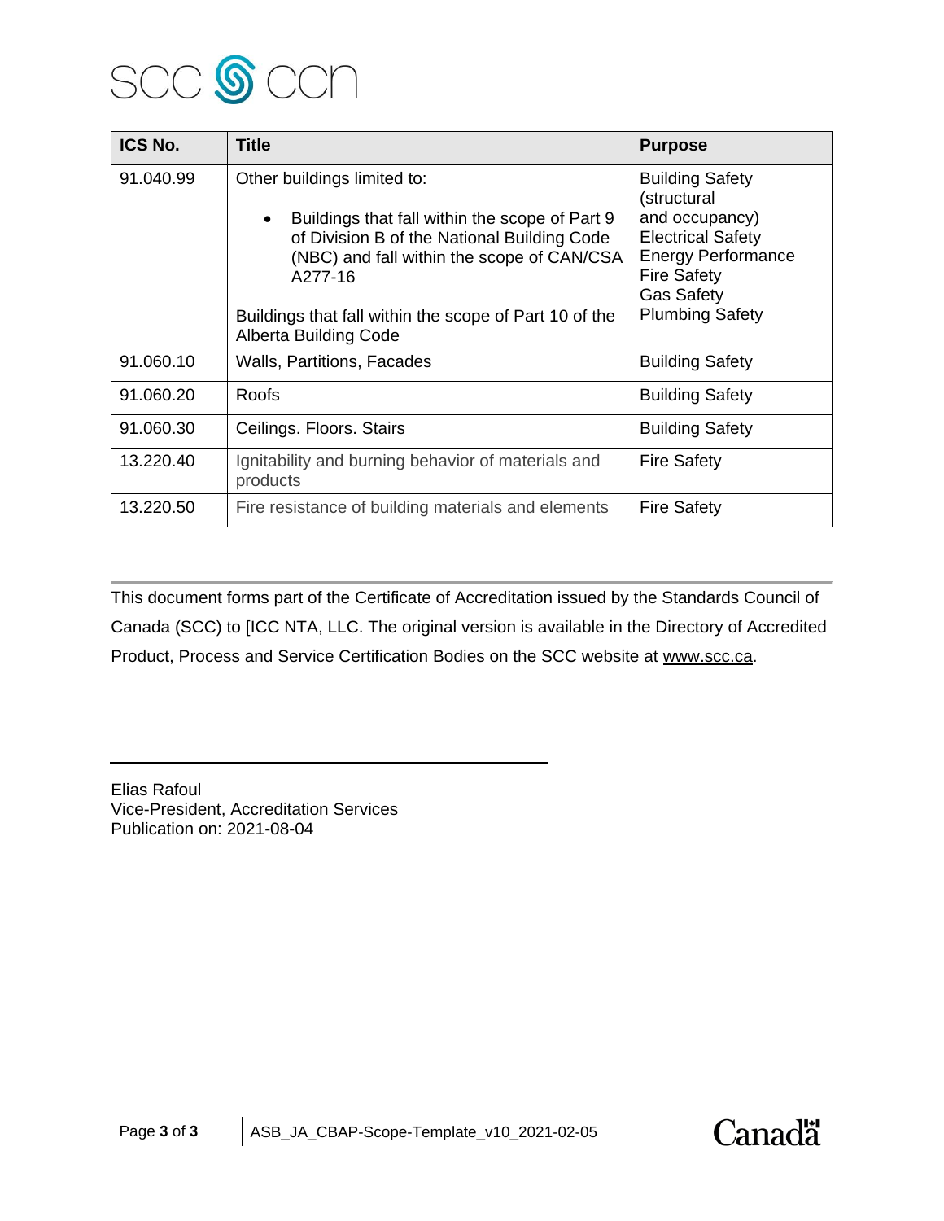| ICS No. | Title | Purpose |
|---|---|---|
| 91.040.99 | Other buildings limited to:<br>• Buildings that fall within the scope of Part 9 of Division B of the National Building Code (NBC) and fall within the scope of CAN/CSA A277-16<br><br>Buildings that fall within the scope of Part 10 of the Alberta Building Code | Building Safety (structural and occupancy)<br>Electrical Safety<br>Energy Performance<br>Fire Safety<br>Gas Safety<br>Plumbing Safety |
| 91.060.10 | Walls, Partitions, Facades | Building Safety |
| 91.060.20 | Roofs | Building Safety |
| 91.060.30 | Ceilings. Floors. Stairs | Building Safety |
| 13.220.40 | Ignitability and burning behavior of materials and products | Fire Safety |
| 13.220.50 | Fire resistance of building materials and elements | Fire Safety |

This document forms part of the Certificate of Accreditation issued by the Standards Council of Canada (SCC) to [ICC NTA, LLC. The original version is available in the Directory of Accredited Product, Process and Service Certification Bodies on the SCC website at www.scc.ca.

Elias Rafoul
Vice-President, Accreditation Services
Publication on: 2021-08-04